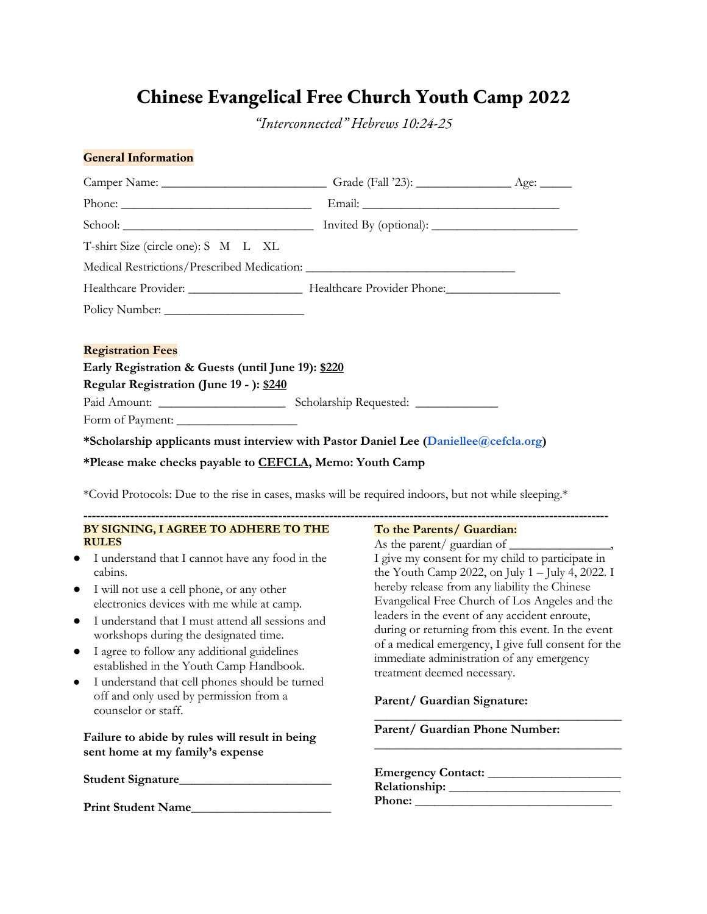# Chinese Evangelical Free Church Youth Camp 2022

*"Interconnected" Hebrews 10:24-25*

**General Information**

Camper Name: ___________________________ Grade (Fall '23): _______________ Age: _____

Phone: _______________________________ Email: ________________________________

School: _______________________________ Invited By (optional): ________________________

T-shirt Size (circle one): S M L XL

Medical Restrictions/Prescribed Medication: __________________________________

Healthcare Provider: ___________________ Healthcare Provider Phone:___________________

Policy Number: _______________________

**Registration Fees**

**Early Registration & Guests (until June 19): $220**

**Regular Registration (June 19 - ): $240**

Paid Amount: _____________________ Scholarship Requested: _____________

Form of Payment: ____________________

**\*Scholarship applicants must interview with Pastor Daniel Lee (Daniellee@cefcla.org)**

**\*Please make checks payable to CEFCLA, Memo: Youth Camp**

\*Covid Protocols: Due to the rise in cases, masks will be required indoors, but not while sleeping.\*

---

**BY SIGNING, I AGREE TO ADHERE TO THE RULES**

- I understand that I cannot have any food in the cabins.
- I will not use a cell phone, or any other electronics devices with me while at camp.
- I understand that I must attend all sessions and workshops during the designated time.
- I agree to follow any additional guidelines established in the Youth Camp Handbook.
- I understand that cell phones should be turned off and only used by permission from a counselor or staff.

**Failure to abide by rules will result in being sent home at my family's expense**

**Student Signature**_________________________

**Print Student Name**_______________________

**To the Parents/ Guardian:**

As the parent/ guardian of _________________, I give my consent for my child to participate in the Youth Camp 2022, on July 1 – July 4, 2022. I hereby release from any liability the Chinese Evangelical Free Church of Los Angeles and the leaders in the event of any accident enroute, during or returning from this event. In the event of a medical emergency, I give full consent for the immediate administration of any emergency treatment deemed necessary.

**Parent/ Guardian Signature:**
_________________________________________

**Parent/ Guardian Phone Number:**
_________________________________________

**Emergency Contact:** ______________________
**Relationship:** ____________________________
**Phone:** ________________________________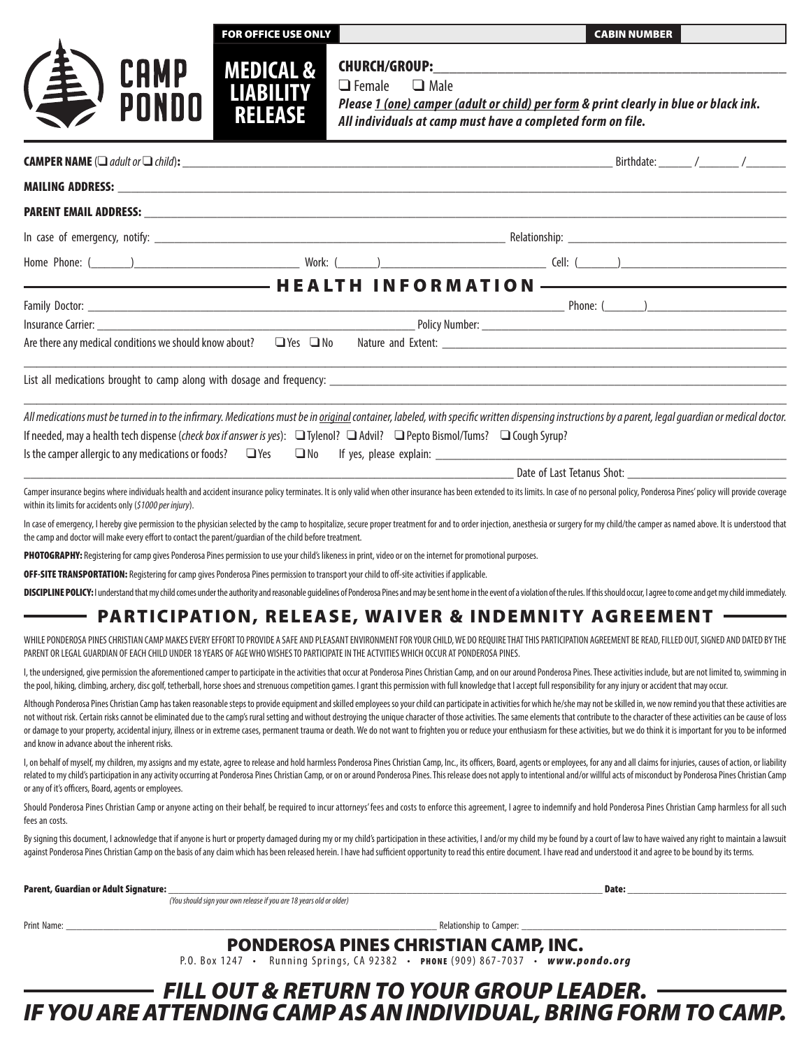**FOR OFFICE USE ONLY** **CABIN NUMBER**

# CAMP PONDO

## MEDICAL & LIABILITY RELEASE

**CHURCH/GROUP:**\_\_\_\_\_\_\_\_\_\_\_\_\_\_\_\_\_\_\_\_\_\_\_\_\_\_\_\_\_\_\_\_\_\_\_\_\_\_\_\_

❑ Female ❑ Male

***Please 1 (one) camper (adult or child) per form & print clearly in blue or black ink.***
***All individuals at camp must have a completed form on file.***

**CAMPER NAME** (❑ *adult or* ❑ *child*)**:** \_\_\_\_\_\_\_\_\_\_\_\_\_\_\_\_\_\_\_\_\_\_\_\_\_\_\_\_\_\_\_\_\_\_\_\_\_\_\_\_ Birthdate: \_\_\_\_\_\_ /\_\_\_\_\_\_\_ /\_\_\_\_\_\_\_

**MAILING ADDRESS:** \_\_\_\_\_\_\_\_\_\_\_\_\_\_\_\_\_\_\_\_\_\_\_\_\_\_\_\_\_\_\_\_\_\_\_\_\_\_\_\_\_\_\_\_\_\_\_\_\_\_\_\_\_\_

**PARENT EMAIL ADDRESS:** \_\_\_\_\_\_\_\_\_\_\_\_\_\_\_\_\_\_\_\_\_\_\_\_\_\_\_\_\_\_\_\_\_\_\_\_\_\_\_\_\_\_\_\_\_\_\_\_\_\_

In case of emergency, notify: \_\_\_\_\_\_\_\_\_\_\_\_\_\_\_\_\_\_\_\_\_\_\_\_\_\_\_\_\_\_\_\_\_\_ Relationship: \_\_\_\_\_\_\_\_\_\_\_\_\_\_\_\_\_\_\_\_\_\_

Home Phone: (\_\_\_\_\_\_\_)\_\_\_\_\_\_\_\_\_\_\_\_\_\_\_\_\_\_\_\_ Work: (\_\_\_\_\_\_\_)\_\_\_\_\_\_\_\_\_\_\_\_\_\_\_\_\_\_\_\_ Cell: (\_\_\_\_\_\_\_)\_\_\_\_\_\_\_\_\_\_\_\_\_\_\_\_\_\_\_\_

## HEALTH INFORMATION

Family Doctor: \_\_\_\_\_\_\_\_\_\_\_\_\_\_\_\_\_\_\_\_\_\_\_\_\_\_\_\_\_\_\_\_\_\_\_\_\_\_\_\_\_\_\_\_ Phone: (\_\_\_\_\_\_\_)\_\_\_\_\_\_\_\_\_\_\_\_\_\_\_\_\_\_\_\_

Insurance Carrier: \_\_\_\_\_\_\_\_\_\_\_\_\_\_\_\_\_\_\_\_\_\_\_\_\_\_\_\_\_\_\_\_\_\_ Policy Number: \_\_\_\_\_\_\_\_\_\_\_\_\_\_\_\_\_\_\_\_\_\_\_\_\_\_\_\_\_\_\_\_\_\_

Are there any medical conditions we should know about? ❑ Yes ❑ No Nature and Extent: \_\_\_\_\_\_\_\_\_\_\_\_\_\_\_\_\_\_\_\_\_\_\_\_\_\_\_\_\_\_\_\_\_\_

\_\_\_\_\_\_\_\_\_\_\_\_\_\_\_\_\_\_\_\_\_\_\_\_\_\_\_\_\_\_\_\_\_\_\_\_\_\_\_\_\_\_\_\_\_\_\_\_\_\_\_\_\_\_\_\_\_\_\_\_\_\_\_\_\_\_\_\_\_\_

List all medications brought to camp along with dosage and frequency: \_\_\_\_\_\_\_\_\_\_\_\_\_\_\_\_\_\_\_\_\_\_\_\_\_\_\_\_\_\_\_\_\_\_

\_\_\_\_\_\_\_\_\_\_\_\_\_\_\_\_\_\_\_\_\_\_\_\_\_\_\_\_\_\_\_\_\_\_\_\_\_\_\_\_\_\_\_\_\_\_\_\_\_\_\_\_\_\_\_\_\_\_\_\_\_\_\_\_\_\_\_\_\_\_

*All medications must be turned in to the infirmary. Medications must be in original container, labeled, with specific written dispensing instructions by a parent, legal guardian or medical doctor.*

If needed, may a health tech dispense (*check box if answer is yes*): ❑ Tylenol? ❑ Advil? ❑ Pepto Bismol/Tums? ❑ Cough Syrup?

Is the camper allergic to any medications or foods? ❑ Yes ❑ No If yes, please explain: \_\_\_\_\_\_\_\_\_\_\_\_\_\_\_\_\_\_\_\_\_\_\_\_\_\_\_\_\_\_\_\_\_\_

\_\_\_\_\_\_\_\_\_\_\_\_\_\_\_\_\_\_\_\_\_\_\_\_\_\_\_\_\_\_\_\_\_\_\_\_\_\_\_\_\_\_\_\_ Date of Last Tetanus Shot: \_\_\_\_\_\_\_\_\_\_\_\_\_\_\_\_\_\_\_\_\_\_

Camper insurance begins where individuals health and accident insurance policy terminates. It is only valid when other insurance has been extended to its limits. In case of no personal policy, Ponderosa Pines' policy will provide coverage within its limits for accidents only (*$1000 per injury*).

In case of emergency, I hereby give permission to the physician selected by the camp to hospitalize, secure proper treatment for and to order injection, anesthesia or surgery for my child/the camper as named above. It is understood that the camp and doctor will make every effort to contact the parent/guardian of the child before treatment.

**PHOTOGRAPHY:** Registering for camp gives Ponderosa Pines permission to use your child's likeness in print, video or on the internet for promotional purposes.

**OFF-SITE TRANSPORTATION:** Registering for camp gives Ponderosa Pines permission to transport your child to off-site activities if applicable.

**DISCIPLINE POLICY:** I understand that my child comes under the authority and reasonable guidelines of Ponderosa Pines and may be sent home in the event of a violation of the rules. If this should occur, I agree to come and get my child immediately.

## PARTICIPATION, RELEASE, WAIVER & INDEMNITY AGREEMENT

WHILE PONDEROSA PINES CHRISTIAN CAMP MAKES EVERY EFFORT TO PROVIDE A SAFE AND PLEASANT ENVIRONMENT FOR YOUR CHILD, WE DO REQUIRE THAT THIS PARTICIPATION AGREEMENT BE READ, FILLED OUT, SIGNED AND DATED BY THE PARENT OR LEGAL GUARDIAN OF EACH CHILD UNDER 18 YEARS OF AGE WHO WISHES TO PARTICIPATE IN THE ACTVITIES WHICH OCCUR AT PONDEROSA PINES.

I, the undersigned, give permission the aforementioned camper to participate in the activities that occur at Ponderosa Pines Christian Camp, and on our around Ponderosa Pines. These activities include, but are not limited to, swimming in the pool, hiking, climbing, archery, disc golf, tetherball, horse shoes and strenuous competition games. I grant this permission with full knowledge that I accept full responsibility for any injury or accident that may occur.

Although Ponderosa Pines Christian Camp has taken reasonable steps to provide equipment and skilled employees so your child can participate in activities for which he/she may not be skilled in, we now remind you that these activities are not without risk. Certain risks cannot be eliminated due to the camp's rural setting and without destroying the unique character of those activities. The same elements that contribute to the character of these activities can be cause of loss or damage to your property, accidental injury, illness or in extreme cases, permanent trauma or death. We do not want to frighten you or reduce your enthusiasm for these activities, but we do think it is important for you to be informed and know in advance about the inherent risks.

I, on behalf of myself, my children, my assigns and my estate, agree to release and hold harmless Ponderosa Pines Christian Camp, Inc., its officers, Board, agents or employees, for any and all claims for injuries, causes of action, or liability related to my child's participation in any activity occurring at Ponderosa Pines Christian Camp, or on or around Ponderosa Pines. This release does not apply to intentional and/or willful acts of misconduct by Ponderosa Pines Christian Camp or any of it's officers, Board, agents or employees.

Should Ponderosa Pines Christian Camp or anyone acting on their behalf, be required to incur attorneys' fees and costs to enforce this agreement, I agree to indemnify and hold Ponderosa Pines Christian Camp harmless for all such fees an costs.

By signing this document, I acknowledge that if anyone is hurt or property damaged during my or my child's participation in these activities, I and/or my child my be found by a court of law to have waived any right to maintain a lawsuit against Ponderosa Pines Christian Camp on the basis of any claim which has been released herein. I have had sufficient opportunity to read this entire document. I have read and understood it and agree to be bound by its terms.

**Parent, Guardian or Adult Signature:** \_\_\_\_\_\_\_\_\_\_\_\_\_\_\_\_\_\_\_\_\_\_\_\_\_\_\_\_\_\_\_\_\_\_\_\_\_\_\_\_ **Date:** \_\_\_\_\_\_\_\_\_\_\_\_\_\_\_\_
*(You should sign your own release if you are 18 years old or older)*

Print Name: \_\_\_\_\_\_\_\_\_\_\_\_\_\_\_\_\_\_\_\_\_\_\_\_\_\_\_\_\_\_\_\_\_\_\_\_\_\_\_\_ Relationship to Camper: \_\_\_\_\_\_\_\_\_\_\_\_\_\_\_\_\_\_\_\_\_\_

## PONDEROSA PINES CHRISTIAN CAMP, INC.

P.O. Box 1247 • Running Springs, CA 92382 • **PHONE** (909) 867-7037 • ***www.pondo.org***

## *FILL OUT & RETURN TO YOUR GROUP LEADER. IF YOU ARE ATTENDING CAMP AS AN INDIVIDUAL, BRING FORM TO CAMP.*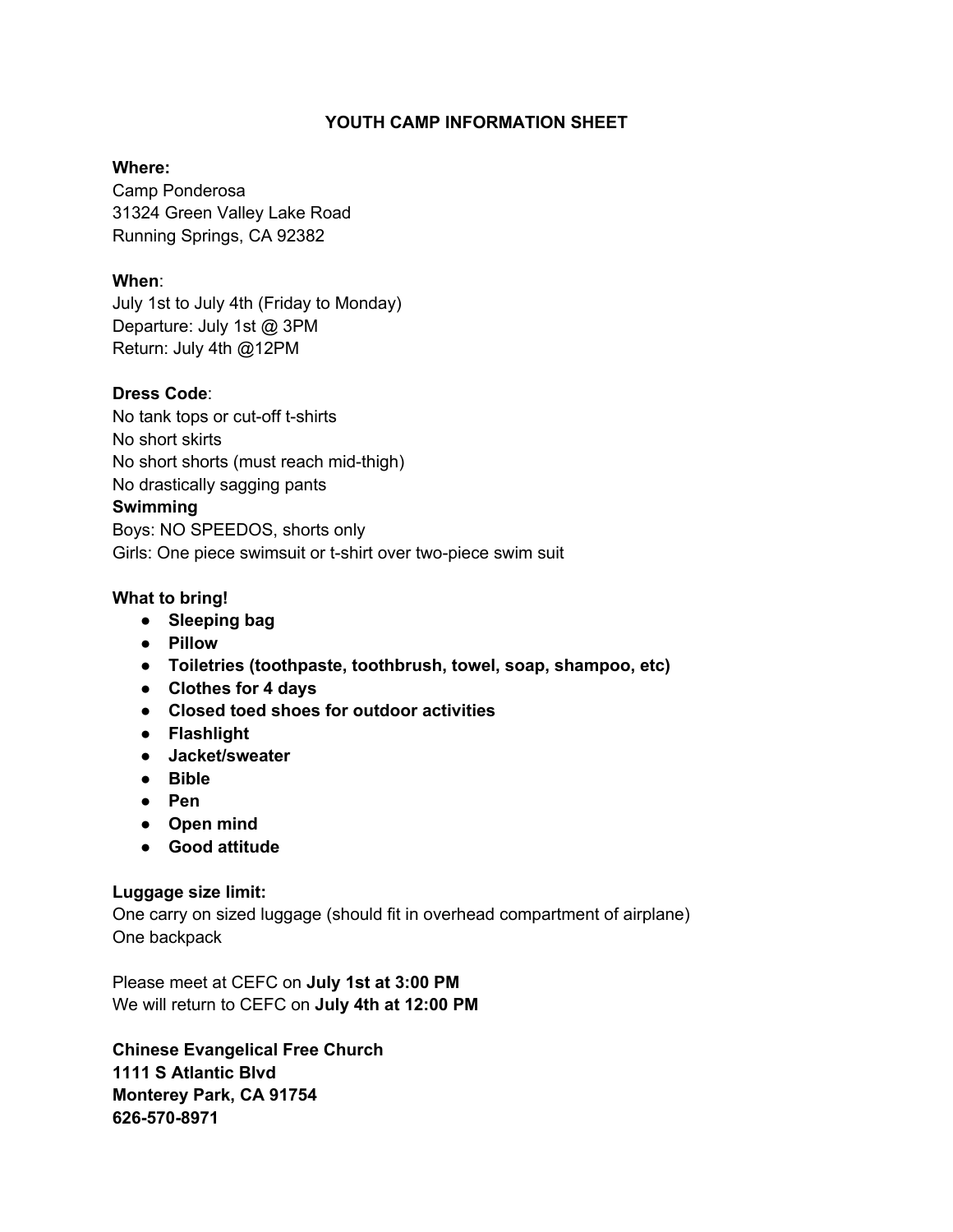# YOUTH CAMP INFORMATION SHEET

**Where:**
Camp Ponderosa
31324 Green Valley Lake Road
Running Springs, CA 92382

**When**:
July 1st to July 4th (Friday to Monday)
Departure: July 1st @ 3PM
Return: July 4th @12PM

**Dress Code**:
No tank tops or cut-off t-shirts
No short skirts
No short shorts (must reach mid-thigh)
No drastically sagging pants
**Swimming**
Boys: NO SPEEDOS, shorts only
Girls: One piece swimsuit or t-shirt over two-piece swim suit

**What to bring!**

- **Sleeping bag**
- **Pillow**
- **Toiletries (toothpaste, toothbrush, towel, soap, shampoo, etc)**
- **Clothes for 4 days**
- **Closed toed shoes for outdoor activities**
- **Flashlight**
- **Jacket/sweater**
- **Bible**
- **Pen**
- **Open mind**
- **Good attitude**

**Luggage size limit:**
One carry on sized luggage (should fit in overhead compartment of airplane)
One backpack

Please meet at CEFC on **July 1st at 3:00 PM**
We will return to CEFC on **July 4th at 12:00 PM**

**Chinese Evangelical Free Church**
**1111 S Atlantic Blvd**
**Monterey Park, CA 91754**
**626-570-8971**